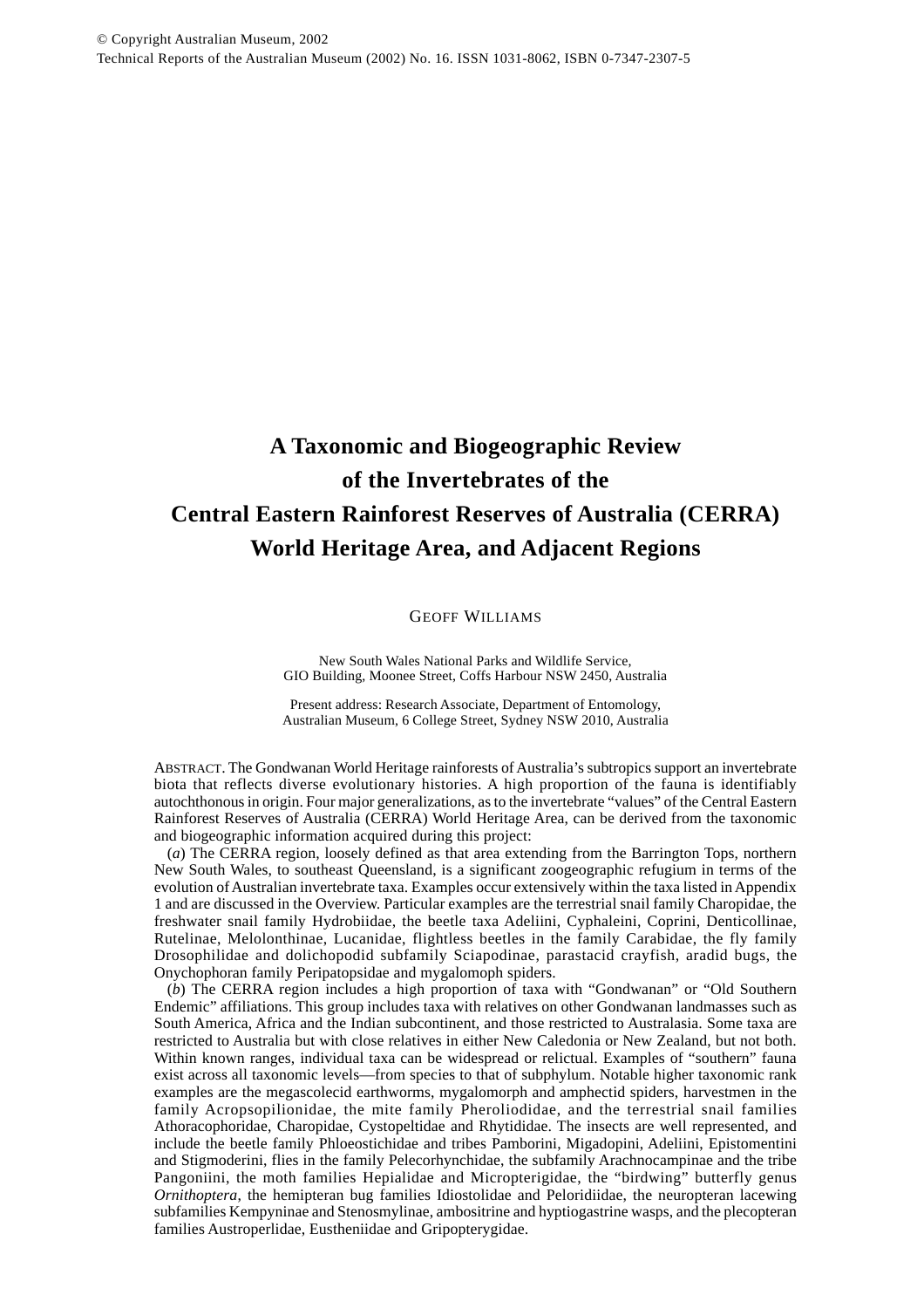© Copyright Australian Museum, 2002
Technical Reports of the Australian Museum (2002) No. 16. ISSN 1031-8062, ISBN 0-7347-2307-5

# A Taxonomic and Biogeographic Review of the Invertebrates of the Central Eastern Rainforest Reserves of Australia (CERRA) World Heritage Area, and Adjacent Regions

GEOFF WILLIAMS

New South Wales National Parks and Wildlife Service,
GIO Building, Moonee Street, Coffs Harbour NSW 2450, Australia

Present address: Research Associate, Department of Entomology,
Australian Museum, 6 College Street, Sydney NSW 2010, Australia

ABSTRACT. The Gondwanan World Heritage rainforests of Australia's subtropics support an invertebrate biota that reflects diverse evolutionary histories. A high proportion of the fauna is identifiably autochthonous in origin. Four major generalizations, as to the invertebrate "values" of the Central Eastern Rainforest Reserves of Australia (CERRA) World Heritage Area, can be derived from the taxonomic and biogeographic information acquired during this project:

(*a*) The CERRA region, loosely defined as that area extending from the Barrington Tops, northern New South Wales, to southeast Queensland, is a significant zoogeographic refugium in terms of the evolution of Australian invertebrate taxa. Examples occur extensively within the taxa listed in Appendix 1 and are discussed in the Overview. Particular examples are the terrestrial snail family Charopidae, the freshwater snail family Hydrobiidae, the beetle taxa Adeliini, Cyphaleini, Coprini, Denticollinae, Rutelinae, Melolonthinae, Lucanidae, flightless beetles in the family Carabidae, the fly family Drosophilidae and dolichopodid subfamily Sciapodinae, parastacid crayfish, aradid bugs, the Onychophoran family Peripatopsidae and mygalomoph spiders.

(*b*) The CERRA region includes a high proportion of taxa with "Gondwanan" or "Old Southern Endemic" affiliations. This group includes taxa with relatives on other Gondwanan landmasses such as South America, Africa and the Indian subcontinent, and those restricted to Australasia. Some taxa are restricted to Australia but with close relatives in either New Caledonia or New Zealand, but not both. Within known ranges, individual taxa can be widespread or relictual. Examples of "southern" fauna exist across all taxonomic levels—from species to that of subphylum. Notable higher taxonomic rank examples are the megascolecid earthworms, mygalomorph and amphectid spiders, harvestmen in the family Acropsopilionidae, the mite family Pheroliodidae, and the terrestrial snail families Athoracophoridae, Charopidae, Cystopeltidae and Rhytididae. The insects are well represented, and include the beetle family Phloeostichidae and tribes Pamborini, Migadopini, Adeliini, Epistomentini and Stigmoderini, flies in the family Pelecorhynchidae, the subfamily Arachnocampinae and the tribe Pangoniini, the moth families Hepialidae and Micropterigidae, the "birdwing" butterfly genus *Ornithoptera*, the hemipteran bug families Idiostolidae and Peloridiidae, the neuropteran lacewing subfamilies Kempyninae and Stenosmylinae, ambositrine and hyptiogastrine wasps, and the plecopteran families Austroperlidae, Eustheniidae and Gripopterygidae.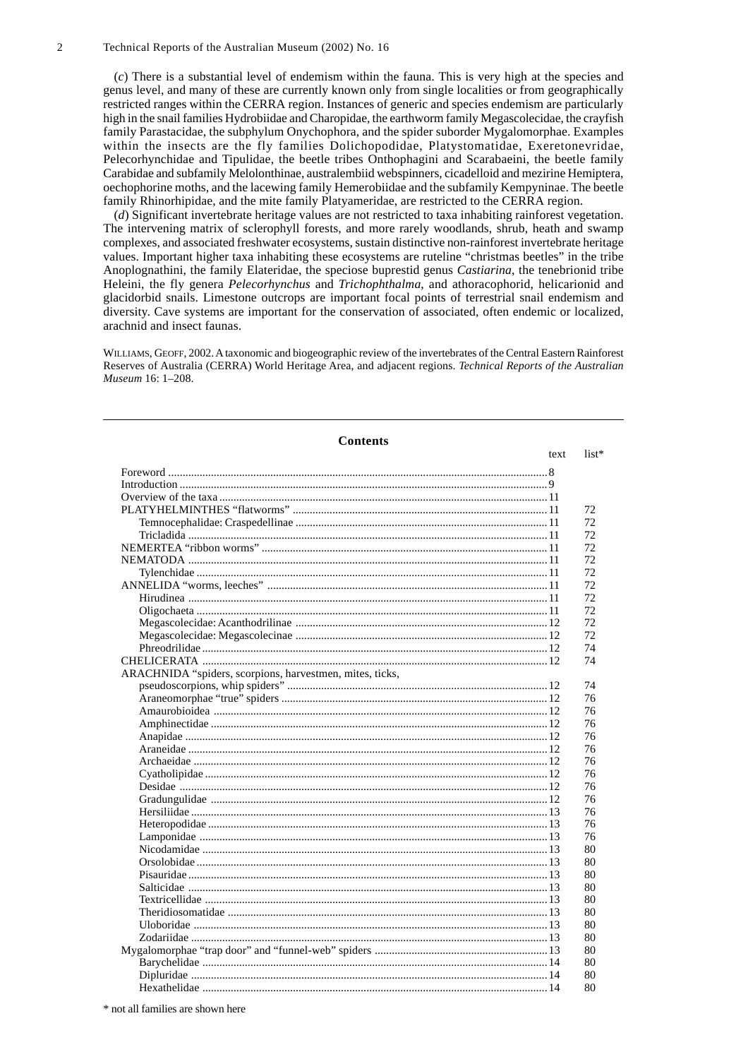(*c*) There is a substantial level of endemism within the fauna. This is very high at the species and genus level, and many of these are currently known only from single localities or from geographically restricted ranges within the CERRA region. Instances of generic and species endemism are particularly high in the snail families Hydrobiidae and Charopidae, the earthworm family Megascolecidae, the crayfish family Parastacidae, the subphylum Onychophora, and the spider suborder Mygalomorphae. Examples within the insects are the fly families Dolichopodidae, Platystomatidae, Exeretonevridae, Pelecorhynchidae and Tipulidae, the beetle tribes Onthophagini and Scarabaeini, the beetle family Carabidae and subfamily Melolonthinae, australembiid webspinners, cicadelloid and mezirine Hemiptera, oechophorine moths, and the lacewing family Hemerobiidae and the subfamily Kempyninae. The beetle family Rhinorhipidae, and the mite family Platyameridae, are restricted to the CERRA region.

(*d*) Significant invertebrate heritage values are not restricted to taxa inhabiting rainforest vegetation. The intervening matrix of sclerophyll forests, and more rarely woodlands, shrub, heath and swamp complexes, and associated freshwater ecosystems, sustain distinctive non-rainforest invertebrate heritage values. Important higher taxa inhabiting these ecosystems are ruteline "christmas beetles" in the tribe Anoplognathini, the family Elateridae, the speciose buprestid genus *Castiarina*, the tenebrionid tribe Heleini, the fly genera *Pelecorhynchus* and *Trichophthalma*, and athoracophorid, helicarionid and glacidorbid snails. Limestone outcrops are important focal points of terrestrial snail endemism and diversity. Cave systems are important for the conservation of associated, often endemic or localized, arachnid and insect faunas.

Williams, Geoff, 2002. A taxonomic and biogeographic review of the invertebrates of the Central Eastern Rainforest Reserves of Australia (CERRA) World Heritage Area, and adjacent regions. *Technical Reports of the Australian Museum* 16: 1–208.

## Contents

| | text | list* |
|---|---|---|
| Foreword | 8 | |
| Introduction | 9 | |
| Overview of the taxa | 11 | |
| PLATYHELMINTHES "flatworms" | 11 | 72 |
| Temnocephalidae: Craspedellinae | 11 | 72 |
| Tricladida | 11 | 72 |
| NEMERTEA "ribbon worms" | 11 | 72 |
| NEMATODA | 11 | 72 |
| Tylenchidae | 11 | 72 |
| ANNELIDA "worms, leeches" | 11 | 72 |
| Hirudinea | 11 | 72 |
| Oligochaeta | 11 | 72 |
| Megascolecidae: Acanthodrilinae | 12 | 72 |
| Megascolecidae: Megascolecinae | 12 | 72 |
| Phreodrilidae | 12 | 74 |
| CHELICERATA | 12 | 74 |
| ARACHNIDA "spiders, scorpions, harvestmen, mites, ticks, pseudoscorpions, whip spiders" | 12 | 74 |
| Araneomorphae "true" spiders | 12 | 76 |
| Amaurobioidea | 12 | 76 |
| Amphinectidae | 12 | 76 |
| Anapidae | 12 | 76 |
| Araneidae | 12 | 76 |
| Archaeidae | 12 | 76 |
| Cyatholipidae | 12 | 76 |
| Desidae | 12 | 76 |
| Gradungulidae | 12 | 76 |
| Hersiliidae | 13 | 76 |
| Heteropodidae | 13 | 76 |
| Lamponidae | 13 | 76 |
| Nicodamidae | 13 | 80 |
| Orsolobidae | 13 | 80 |
| Pisauridae | 13 | 80 |
| Salticidae | 13 | 80 |
| Textricellidae | 13 | 80 |
| Theridiosomatidae | 13 | 80 |
| Uloboridae | 13 | 80 |
| Zodariidae | 13 | 80 |
| Mygalomorphae "trap door" and "funnel-web" spiders | 13 | 80 |
| Barychelidae | 14 | 80 |
| Dipluridae | 14 | 80 |
| Hexathelidae | 14 | 80 |

\* not all families are shown here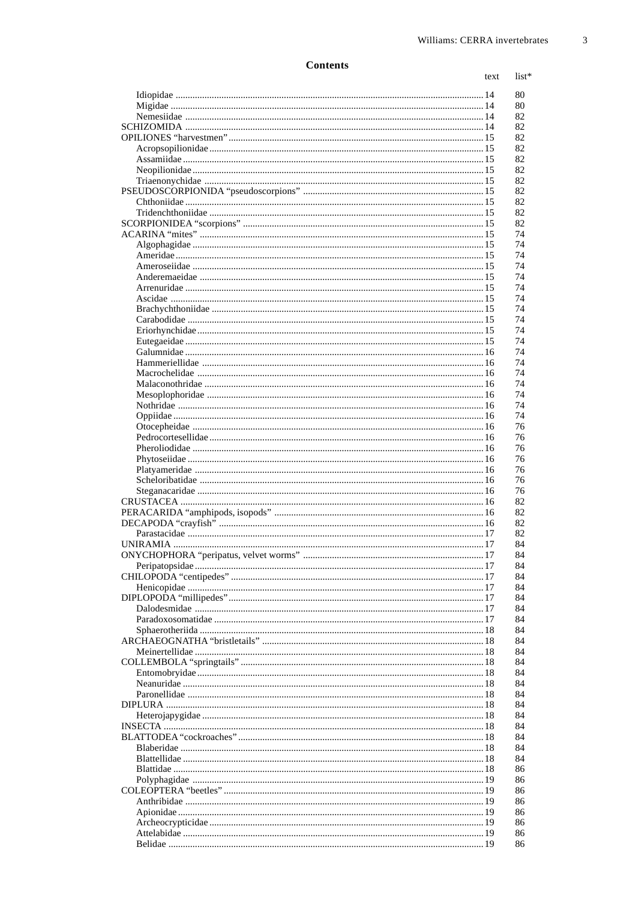## Contents

| | text | list* |
|---|---|---|
| Idiopidae | 14 | 80 |
| Migidae | 14 | 80 |
| Nemesiidae | 14 | 82 |
| SCHIZOMIDA | 14 | 82 |
| OPILIONES “harvestmen” | 15 | 82 |
| Acropsopilionidae | 15 | 82 |
| Assamiidae | 15 | 82 |
| Neopilionidae | 15 | 82 |
| Triaenonychidae | 15 | 82 |
| PSEUDOSCORPIONIDA “pseudoscorpions” | 15 | 82 |
| Chthoniidae | 15 | 82 |
| Tridenchthoniidae | 15 | 82 |
| SCORPIONIDEA “scorpions” | 15 | 82 |
| ACARINA “mites” | 15 | 74 |
| Algophagidae | 15 | 74 |
| Ameridae | 15 | 74 |
| Ameroseiidae | 15 | 74 |
| Anderemaeidae | 15 | 74 |
| Arrenuridae | 15 | 74 |
| Ascidae | 15 | 74 |
| Brachychthoniidae | 15 | 74 |
| Carabodidae | 15 | 74 |
| Eriorhynchidae | 15 | 74 |
| Eutegaeidae | 15 | 74 |
| Galumnidae | 16 | 74 |
| Hammeriellidae | 16 | 74 |
| Macrochelidae | 16 | 74 |
| Malaconothridae | 16 | 74 |
| Mesoplophoridae | 16 | 74 |
| Nothridae | 16 | 74 |
| Oppiidae | 16 | 74 |
| Otocepheidae | 16 | 76 |
| Pedrocortesellidae | 16 | 76 |
| Pheroliodidae | 16 | 76 |
| Phytoseiidae | 16 | 76 |
| Platyameridae | 16 | 76 |
| Scheloribatidae | 16 | 76 |
| Steganacaridae | 16 | 76 |
| CRUSTACEA | 16 | 82 |
| PERACARIDA “amphipods, isopods” | 16 | 82 |
| DECAPODA “crayfish” | 16 | 82 |
| Parastacidae | 17 | 82 |
| UNIRAMIA | 17 | 84 |
| ONYCHOPHORA “peripatus, velvet worms” | 17 | 84 |
| Peripatopsidae | 17 | 84 |
| CHILOPODA “centipedes” | 17 | 84 |
| Henicopidae | 17 | 84 |
| DIPLOPODA “millipedes” | 17 | 84 |
| Dalodesmidae | 17 | 84 |
| Paradoxosomatidae | 17 | 84 |
| Sphaerotheriida | 18 | 84 |
| ARCHAEOGNATHA “bristletails” | 18 | 84 |
| Meinertellidae | 18 | 84 |
| COLLEMBOLA “springtails” | 18 | 84 |
| Entomobryidae | 18 | 84 |
| Neanuridae | 18 | 84 |
| Paronellidae | 18 | 84 |
| DIPLURA | 18 | 84 |
| Heterojapygidae | 18 | 84 |
| INSECTA | 18 | 84 |
| BLATTODEA “cockroaches” | 18 | 84 |
| Blaberidae | 18 | 84 |
| Blattellidae | 18 | 84 |
| Blattidae | 18 | 86 |
| Polyphagidae | 19 | 86 |
| COLEOPTERA “beetles” | 19 | 86 |
| Anthribidae | 19 | 86 |
| Apionidae | 19 | 86 |
| Archeocrypticidae | 19 | 86 |
| Attelabidae | 19 | 86 |
| Belidae | 19 | 86 |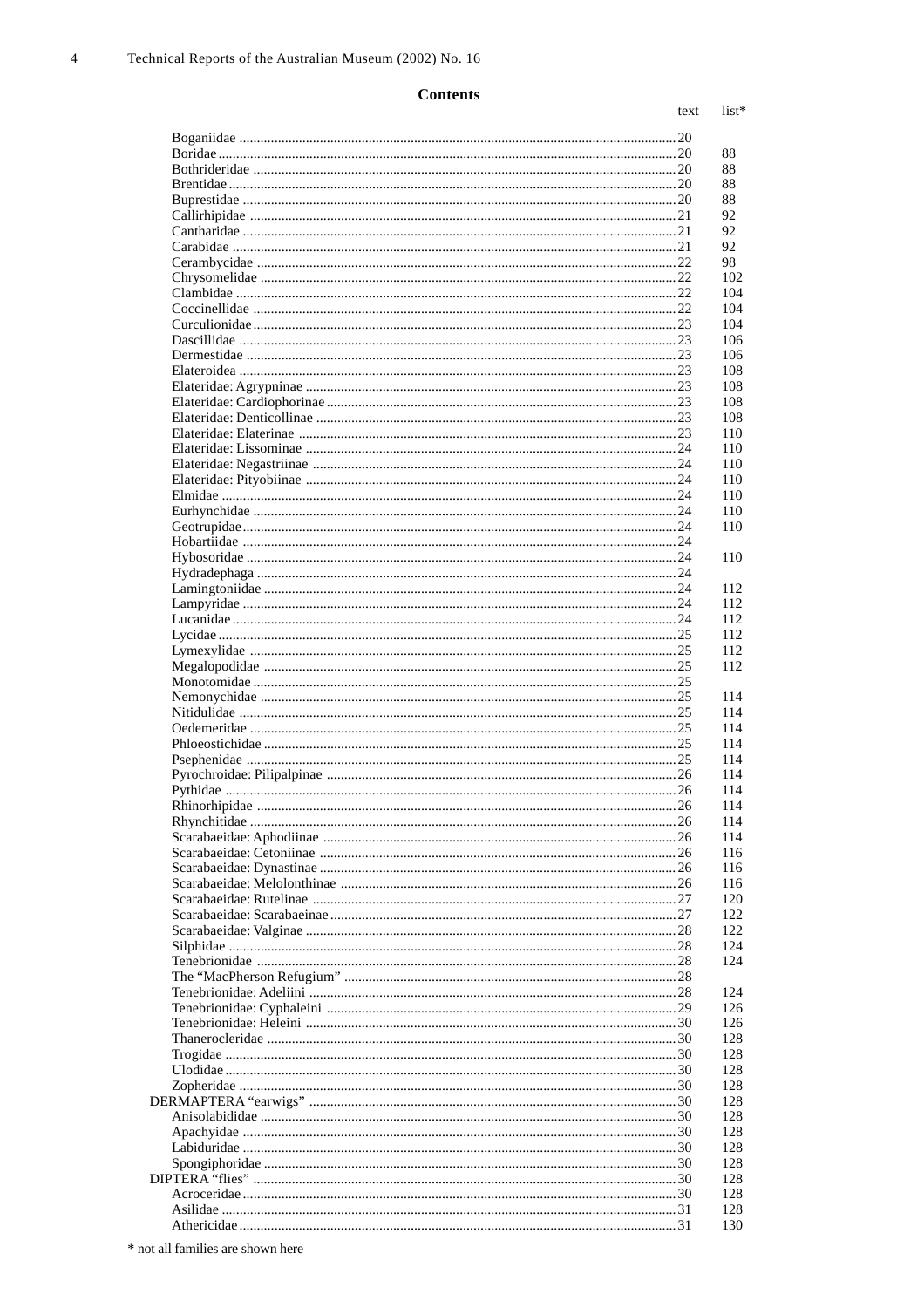## Contents

| | text | list* |
|---|---|---|
| Boganiidae | 20 | |
| Boridae | 20 | 88 |
| Bothrideridae | 20 | 88 |
| Brentidae | 20 | 88 |
| Buprestidae | 20 | 88 |
| Callirhipidae | 21 | 92 |
| Cantharidae | 21 | 92 |
| Carabidae | 21 | 92 |
| Cerambycidae | 22 | 98 |
| Chrysomelidae | 22 | 102 |
| Clambidae | 22 | 104 |
| Coccinellidae | 22 | 104 |
| Curculionidae | 23 | 104 |
| Dascillidae | 23 | 106 |
| Dermestidae | 23 | 106 |
| Elateroidea | 23 | 108 |
| Elateridae: Agrypninae | 23 | 108 |
| Elateridae: Cardiophorinae | 23 | 108 |
| Elateridae: Denticollinae | 23 | 108 |
| Elateridae: Elaterinae | 23 | 110 |
| Elateridae: Lissominae | 24 | 110 |
| Elateridae: Negastriinae | 24 | 110 |
| Elateridae: Pityobiinae | 24 | 110 |
| Elmidae | 24 | 110 |
| Eurhynchidae | 24 | 110 |
| Geotrupidae | 24 | 110 |
| Hobartiidae | 24 | |
| Hybosoridae | 24 | 110 |
| Hydradephaga | 24 | |
| Lamingtoniidae | 24 | 112 |
| Lampyridae | 24 | 112 |
| Lucanidae | 24 | 112 |
| Lycidae | 25 | 112 |
| Lymexylidae | 25 | 112 |
| Megalopodidae | 25 | 112 |
| Monotomidae | 25 | |
| Nemonychidae | 25 | 114 |
| Nitidulidae | 25 | 114 |
| Oedemeridae | 25 | 114 |
| Phloeostichidae | 25 | 114 |
| Psephenidae | 25 | 114 |
| Pyrochroidae: Pilipalpinae | 26 | 114 |
| Pythidae | 26 | 114 |
| Rhinorhipidae | 26 | 114 |
| Rhynchitidae | 26 | 114 |
| Scarabaeidae: Aphodiinae | 26 | 114 |
| Scarabaeidae: Cetoniinae | 26 | 116 |
| Scarabaeidae: Dynastinae | 26 | 116 |
| Scarabaeidae: Melolonthinae | 26 | 116 |
| Scarabaeidae: Rutelinae | 27 | 120 |
| Scarabaeidae: Scarabaeinae | 27 | 122 |
| Scarabaeidae: Valginae | 28 | 122 |
| Silphidae | 28 | 124 |
| Tenebrionidae | 28 | 124 |
| The "MacPherson Refugium" | 28 | |
| Tenebrionidae: Adeliini | 28 | 124 |
| Tenebrionidae: Cyphaleini | 29 | 126 |
| Tenebrionidae: Heleini | 30 | 126 |
| Thanerocleridae | 30 | 128 |
| Trogidae | 30 | 128 |
| Ulodidae | 30 | 128 |
| Zopheridae | 30 | 128 |
| DERMAPTERA "earwigs" | 30 | 128 |
| Anisolabididae | 30 | 128 |
| Apachyidae | 30 | 128 |
| Labiduridae | 30 | 128 |
| Spongiphoridae | 30 | 128 |
| DIPTERA "flies" | 30 | 128 |
| Acroceridae | 30 | 128 |
| Asilidae | 31 | 128 |
| Athericidae | 31 | 130 |

* not all families are shown here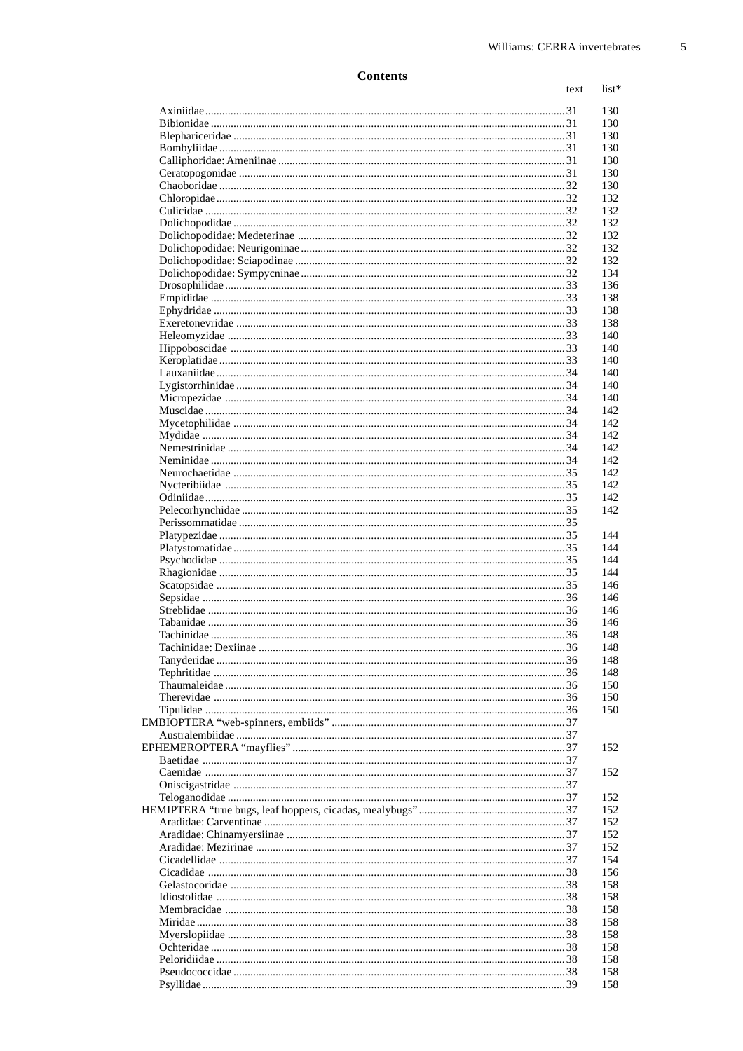## Contents

| | text | list* |
|---|---|---|
| Axiniidae | 31 | 130 |
| Bibionidae | 31 | 130 |
| Blephariceridae | 31 | 130 |
| Bombyliidae | 31 | 130 |
| Calliphoridae: Ameniinae | 31 | 130 |
| Ceratopogonidae | 31 | 130 |
| Chaoboridae | 32 | 130 |
| Chloropidae | 32 | 132 |
| Culicidae | 32 | 132 |
| Dolichopodidae | 32 | 132 |
| Dolichopodidae: Medeterinae | 32 | 132 |
| Dolichopodidae: Neurigoninae | 32 | 132 |
| Dolichopodidae: Sciapodinae | 32 | 132 |
| Dolichopodidae: Sympycninae | 32 | 134 |
| Drosophilidae | 33 | 136 |
| Empididae | 33 | 138 |
| Ephydridae | 33 | 138 |
| Exeretonevridae | 33 | 138 |
| Heleomyzidae | 33 | 140 |
| Hippoboscidae | 33 | 140 |
| Keroplatidae | 33 | 140 |
| Lauxaniidae | 34 | 140 |
| Lygistorrhinidae | 34 | 140 |
| Micropezidae | 34 | 140 |
| Muscidae | 34 | 142 |
| Mycetophilidae | 34 | 142 |
| Mydidae | 34 | 142 |
| Nemestrinidae | 34 | 142 |
| Neminidae | 34 | 142 |
| Neurochaetidae | 35 | 142 |
| Nycteribiidae | 35 | 142 |
| Odiniidae | 35 | 142 |
| Pelecorhynchidae | 35 | 142 |
| Perissommatidae | 35 | |
| Platypezidae | 35 | 144 |
| Platystomatidae | 35 | 144 |
| Psychodidae | 35 | 144 |
| Rhagionidae | 35 | 144 |
| Scatopsidae | 35 | 146 |
| Sepsidae | 36 | 146 |
| Streblidae | 36 | 146 |
| Tabanidae | 36 | 146 |
| Tachinidae | 36 | 148 |
| Tachinidae: Dexiinae | 36 | 148 |
| Tanyderidae | 36 | 148 |
| Tephritidae | 36 | 148 |
| Thaumaleidae | 36 | 150 |
| Therevidae | 36 | 150 |
| Tipulidae | 36 | 150 |
| EMBIOPTERA "web-spinners, embiids" | 37 | |
| Australembiidae | 37 | |
| EPHEMEROPTERA "mayflies" | 37 | 152 |
| Baetidae | 37 | |
| Caenidae | 37 | 152 |
| Oniscigastridae | 37 | |
| Teloganodidae | 37 | 152 |
| HEMIPTERA "true bugs, leaf hoppers, cicadas, mealybugs" | 37 | 152 |
| Aradidae: Carventinae | 37 | 152 |
| Aradidae: Chinamyersiinae | 37 | 152 |
| Aradidae: Mezirinae | 37 | 152 |
| Cicadellidae | 37 | 154 |
| Cicadidae | 38 | 156 |
| Gelastocoridae | 38 | 158 |
| Idiostolidae | 38 | 158 |
| Membracidae | 38 | 158 |
| Miridae | 38 | 158 |
| Myerslopiidae | 38 | 158 |
| Ochteridae | 38 | 158 |
| Peloridiidae | 38 | 158 |
| Pseudococcidae | 38 | 158 |
| Psyllidae | 39 | 158 |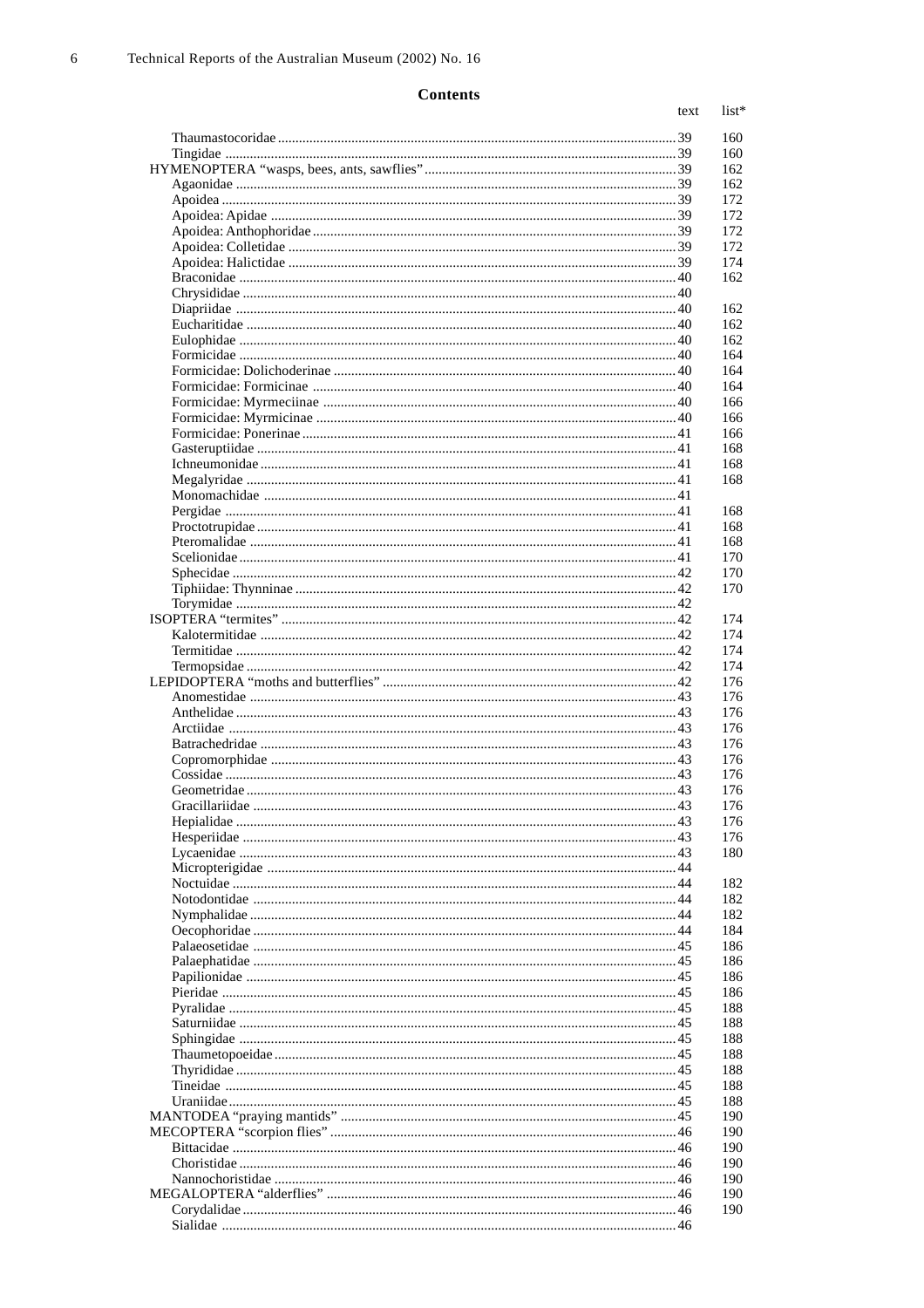## Contents

| | text | list* |
|---|---|---|
| Thaumastocoridae | 39 | 160 |
| Tingidae | 39 | 160 |
| HYMENOPTERA "wasps, bees, ants, sawflies" | 39 | 162 |
| Agaonidae | 39 | 162 |
| Apoidea | 39 | 172 |
| Apoidea: Apidae | 39 | 172 |
| Apoidea: Anthophoridae | 39 | 172 |
| Apoidea: Colletidae | 39 | 172 |
| Apoidea: Halictidae | 39 | 174 |
| Braconidae | 40 | 162 |
| Chrysididae | 40 | |
| Diapriidae | 40 | 162 |
| Eucharitidae | 40 | 162 |
| Eulophidae | 40 | 162 |
| Formicidae | 40 | 164 |
| Formicidae: Dolichoderinae | 40 | 164 |
| Formicidae: Formicinae | 40 | 164 |
| Formicidae: Myrmeciinae | 40 | 166 |
| Formicidae: Myrmicinae | 40 | 166 |
| Formicidae: Ponerinae | 41 | 166 |
| Gasteruptiidae | 41 | 168 |
| Ichneumonidae | 41 | 168 |
| Megalyridae | 41 | 168 |
| Monomachidae | 41 | |
| Pergidae | 41 | 168 |
| Proctotrupidae | 41 | 168 |
| Pteromalidae | 41 | 168 |
| Scelionidae | 41 | 170 |
| Sphecidae | 42 | 170 |
| Tiphiidae: Thynninae | 42 | 170 |
| Torymidae | 42 | |
| ISOPTERA "termites" | 42 | 174 |
| Kalotermitidae | 42 | 174 |
| Termitidae | 42 | 174 |
| Termopsidae | 42 | 174 |
| LEPIDOPTERA "moths and butterflies" | 42 | 176 |
| Anomestidae | 43 | 176 |
| Anthelidae | 43 | 176 |
| Arctiidae | 43 | 176 |
| Batrachedridae | 43 | 176 |
| Copromorphidae | 43 | 176 |
| Cossidae | 43 | 176 |
| Geometridae | 43 | 176 |
| Gracillariidae | 43 | 176 |
| Hepialidae | 43 | 176 |
| Hesperiidae | 43 | 176 |
| Lycaenidae | 43 | 180 |
| Micropterigidae | 44 | |
| Noctuidae | 44 | 182 |
| Notodontidae | 44 | 182 |
| Nymphalidae | 44 | 182 |
| Oecophoridae | 44 | 184 |
| Palaeosetidae | 45 | 186 |
| Palaephatidae | 45 | 186 |
| Papilionidae | 45 | 186 |
| Pieridae | 45 | 186 |
| Pyralidae | 45 | 188 |
| Saturniidae | 45 | 188 |
| Sphingidae | 45 | 188 |
| Thaumetopoeidae | 45 | 188 |
| Thyrididae | 45 | 188 |
| Tineidae | 45 | 188 |
| Uraniidae | 45 | 188 |
| MANTODEA "praying mantids" | 45 | 190 |
| MECOPTERA "scorpion flies" | 46 | 190 |
| Bittacidae | 46 | 190 |
| Choristidae | 46 | 190 |
| Nannochoristidae | 46 | 190 |
| MEGALOPTERA "alderflies" | 46 | 190 |
| Corydalidae | 46 | 190 |
| Sialidae | 46 | |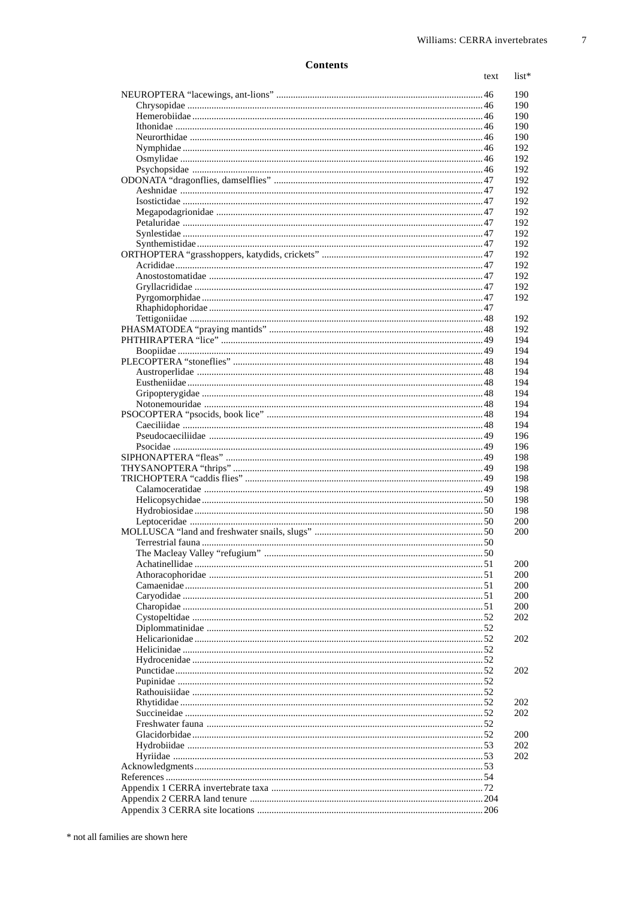## Contents

| | text | list* |
|---|---|---|
| NEUROPTERA "lacewings, ant-lions" | 46 | 190 |
| Chrysopidae | 46 | 190 |
| Hemerobiidae | 46 | 190 |
| Ithonidae | 46 | 190 |
| Neurorthidae | 46 | 190 |
| Nymphidae | 46 | 192 |
| Osmylidae | 46 | 192 |
| Psychopsidae | 46 | 192 |
| ODONATA "dragonflies, damselflies" | 47 | 192 |
| Aeshnidae | 47 | 192 |
| Isostictidae | 47 | 192 |
| Megapodagrionidae | 47 | 192 |
| Petaluridae | 47 | 192 |
| Synlestidae | 47 | 192 |
| Synthemistidae | 47 | 192 |
| ORTHOPTERA "grasshoppers, katydids, crickets" | 47 | 192 |
| Acrididae | 47 | 192 |
| Anostostomatidae | 47 | 192 |
| Gryllacrididae | 47 | 192 |
| Pyrgomorphidae | 47 | 192 |
| Rhaphidophoridae | 47 | |
| Tettigoniidae | 48 | 192 |
| PHASMATODEA "praying mantids" | 48 | 192 |
| PHTHIRAPTERA "lice" | 49 | 194 |
| Boopiidae | 49 | 194 |
| PLECOPTERA "stoneflies" | 48 | 194 |
| Austroperlidae | 48 | 194 |
| Eustheniidae | 48 | 194 |
| Gripopterygidae | 48 | 194 |
| Notonemouridae | 48 | 194 |
| PSOCOPTERA "psocids, book lice" | 48 | 194 |
| Caeciliidae | 48 | 194 |
| Pseudocaeciliidae | 49 | 196 |
| Psocidae | 49 | 196 |
| SIPHONAPTERA "fleas" | 49 | 198 |
| THYSANOPTERA "thrips" | 49 | 198 |
| TRICHOPTERA "caddis flies" | 49 | 198 |
| Calamoceratidae | 49 | 198 |
| Helicopsychidae | 50 | 198 |
| Hydrobiosidae | 50 | 198 |
| Leptoceridae | 50 | 200 |
| MOLLUSCA "land and freshwater snails, slugs" | 50 | 200 |
| Terrestrial fauna | 50 | |
| The Macleay Valley "refugium" | 50 | |
| Achatinellidae | 51 | 200 |
| Athoracophoridae | 51 | 200 |
| Camaenidae | 51 | 200 |
| Caryodidae | 51 | 200 |
| Charopidae | 51 | 200 |
| Cystopeltidae | 52 | 202 |
| Diplommatinidae | 52 | |
| Helicarionidae | 52 | 202 |
| Helicinidae | 52 | |
| Hydrocenidae | 52 | |
| Punctidae | 52 | 202 |
| Pupinidae | 52 | |
| Rathouisiidae | 52 | |
| Rhytididae | 52 | 202 |
| Succineidae | 52 | 202 |
| Freshwater fauna | 52 | |
| Glacidorbidae | 52 | 200 |
| Hydrobiidae | 53 | 202 |
| Hyriidae | 53 | 202 |
| Acknowledgments | 53 | |
| References | 54 | |
| Appendix 1 CERRA invertebrate taxa | 72 | |
| Appendix 2 CERRA land tenure | 204 | |
| Appendix 3 CERRA site locations | 206 | |

* not all families are shown here